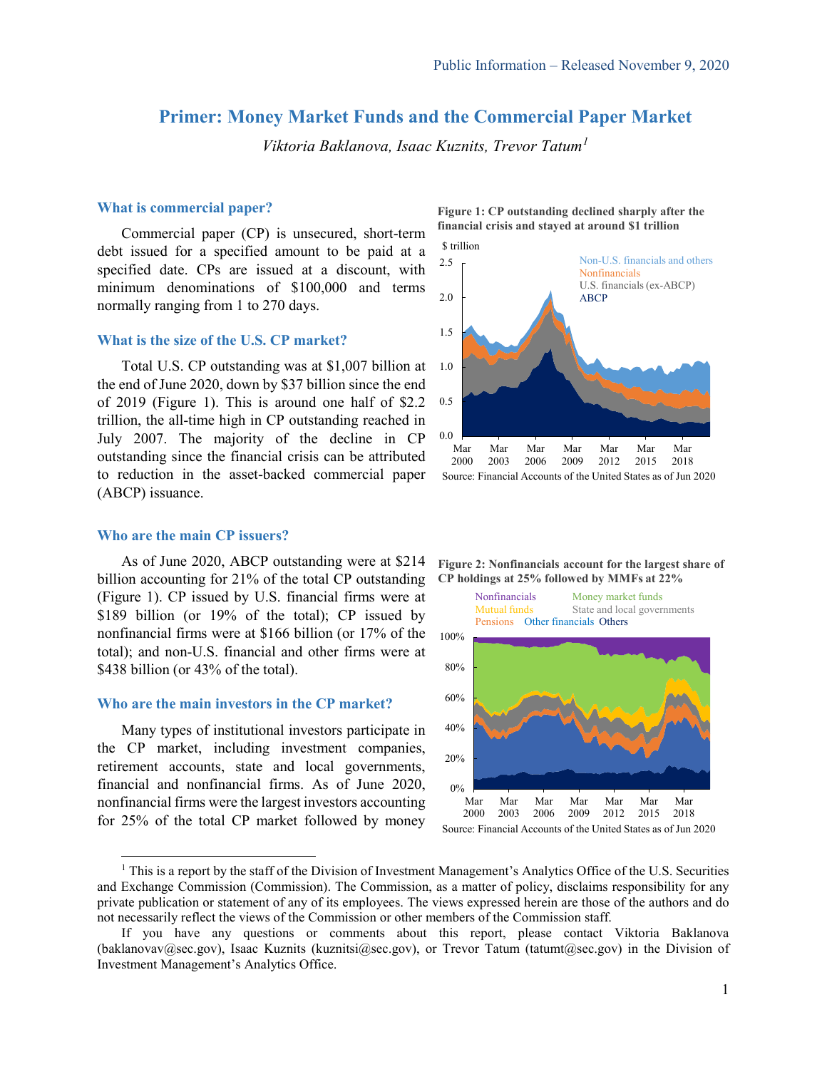Public Information – Released November 9, 2020

# Primer: Money Market Funds and the Commercial Paper Market

*Viktoria Baklanova, Isaac Kuznits, Trevor Tatum*[1]

### What is commercial paper?

Commercial paper (CP) is unsecured, short-term debt issued for a specified amount to be paid at a specified date. CPs are issued at a discount, with minimum denominations of $100,000 and terms normally ranging from 1 to 270 days.

### What is the size of the U.S. CP market?

Total U.S. CP outstanding was at $1,007 billion at the end of June 2020, down by $37 billion since the end of 2019 (Figure 1). This is around one half of $2.2 trillion, the all-time high in CP outstanding reached in July 2007. The majority of the decline in CP outstanding since the financial crisis can be attributed to reduction in the asset-backed commercial paper (ABCP) issuance.

**Figure 1: CP outstanding declined sharply after the financial crisis and stayed at around $1 trillion**

Source: Financial Accounts of the United States as of Jun 2020

### Who are the main CP issuers?

As of June 2020, ABCP outstanding were at $214 billion accounting for 21% of the total CP outstanding (Figure 1). CP issued by U.S. financial firms were at $189 billion (or 19% of the total); CP issued by nonfinancial firms were at $166 billion (or 17% of the total); and non-U.S. financial and other firms were at $438 billion (or 43% of the total).

### Who are the main investors in the CP market?

Many types of institutional investors participate in the CP market, including investment companies, retirement accounts, state and local governments, financial and nonfinancial firms. As of June 2020, nonfinancial firms were the largest investors accounting for 25% of the total CP market followed by money

**Figure 2: Nonfinancials account for the largest share of CP holdings at 25% followed by MMFs at 22%**

Source: Financial Accounts of the United States as of Jun 2020

---

[1] This is a report by the staff of the Division of Investment Management's Analytics Office of the U.S. Securities and Exchange Commission (Commission). The Commission, as a matter of policy, disclaims responsibility for any private publication or statement of any of its employees. The views expressed herein are those of the authors and do not necessarily reflect the views of the Commission or other members of the Commission staff.

If you have any questions or comments about this report, please contact Viktoria Baklanova (baklanovav@sec.gov), Isaac Kuznits (kuznitsi@sec.gov), or Trevor Tatum (tatumt@sec.gov) in the Division of Investment Management's Analytics Office.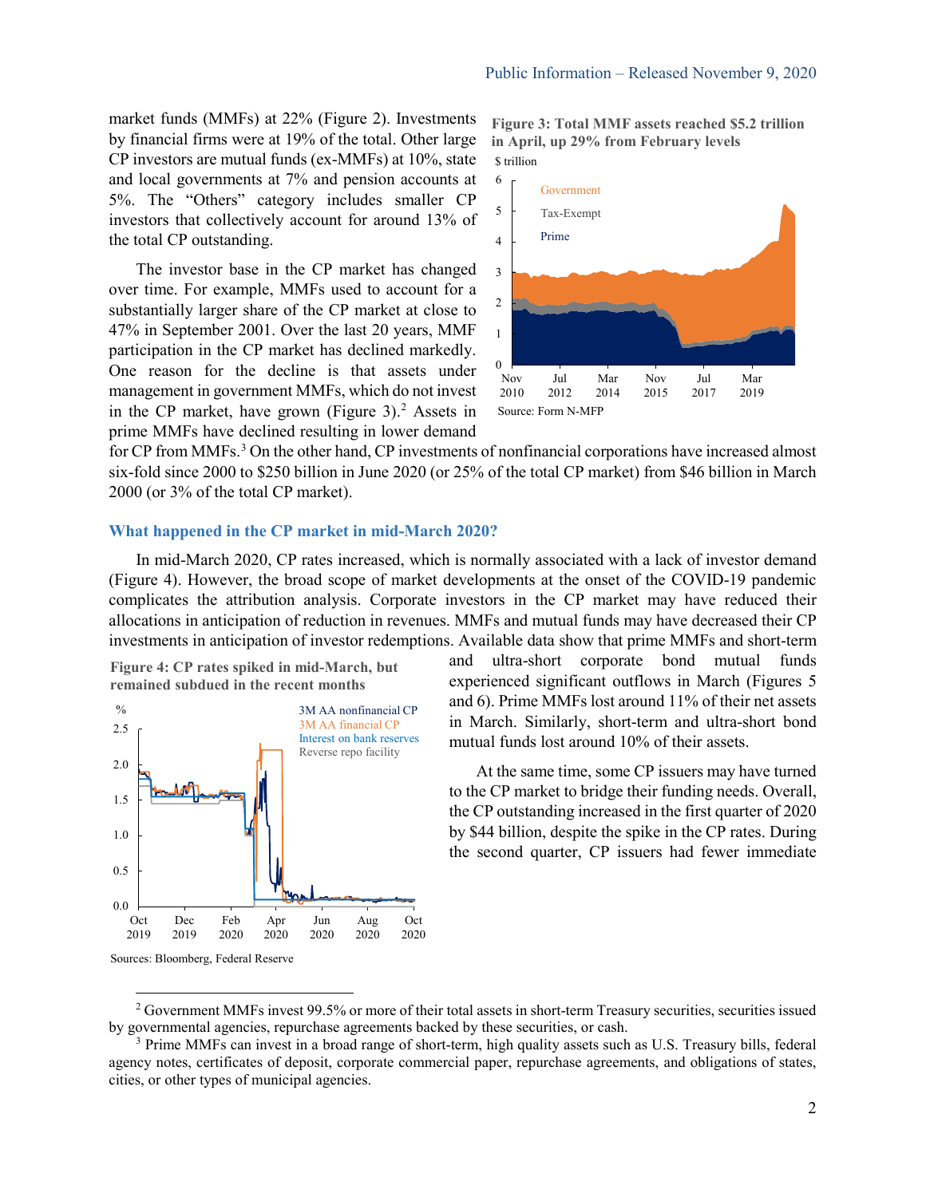market funds (MMFs) at 22% (Figure 2). Investments by financial firms were at 19% of the total. Other large CP investors are mutual funds (ex-MMFs) at 10%, state and local governments at 7% and pension accounts at 5%. The "Others" category includes smaller CP investors that collectively account for around 13% of the total CP outstanding.

The investor base in the CP market has changed over time. For example, MMFs used to account for a substantially larger share of the CP market at close to 47% in September 2001. Over the last 20 years, MMF participation in the CP market has declined markedly. One reason for the decline is that assets under management in government MMFs, which do not invest in the CP market, have grown (Figure 3).[2] Assets in prime MMFs have declined resulting in lower demand for CP from MMFs.[3] On the other hand, CP investments of nonfinancial corporations have increased almost six-fold since 2000 to $250 billion in June 2020 (or 25% of the total CP market) from $46 billion in March 2000 (or 3% of the total CP market).

**Figure 3: Total MMF assets reached $5.2 trillion in April, up 29% from February levels**

Source: Form N-MFP

## What happened in the CP market in mid-March 2020?

In mid-March 2020, CP rates increased, which is normally associated with a lack of investor demand (Figure 4). However, the broad scope of market developments at the onset of the COVID-19 pandemic complicates the attribution analysis. Corporate investors in the CP market may have reduced their allocations in anticipation of reduction in revenues. MMFs and mutual funds may have decreased their CP investments in anticipation of investor redemptions. Available data show that prime MMFs and short-term and ultra-short corporate bond mutual funds experienced significant outflows in March (Figures 5 and 6). Prime MMFs lost around 11% of their net assets in March. Similarly, short-term and ultra-short bond mutual funds lost around 10% of their assets.

At the same time, some CP issuers may have turned to the CP market to bridge their funding needs. Overall, the CP outstanding increased in the first quarter of 2020 by $44 billion, despite the spike in the CP rates. During the second quarter, CP issuers had fewer immediate

**Figure 4: CP rates spiked in mid-March, but remained subdued in the recent months**

Sources: Bloomberg, Federal Reserve

[2] Government MMFs invest 99.5% or more of their total assets in short-term Treasury securities, securities issued by governmental agencies, repurchase agreements backed by these securities, or cash.

[3] Prime MMFs can invest in a broad range of short-term, high quality assets such as U.S. Treasury bills, federal agency notes, certificates of deposit, corporate commercial paper, repurchase agreements, and obligations of states, cities, or other types of municipal agencies.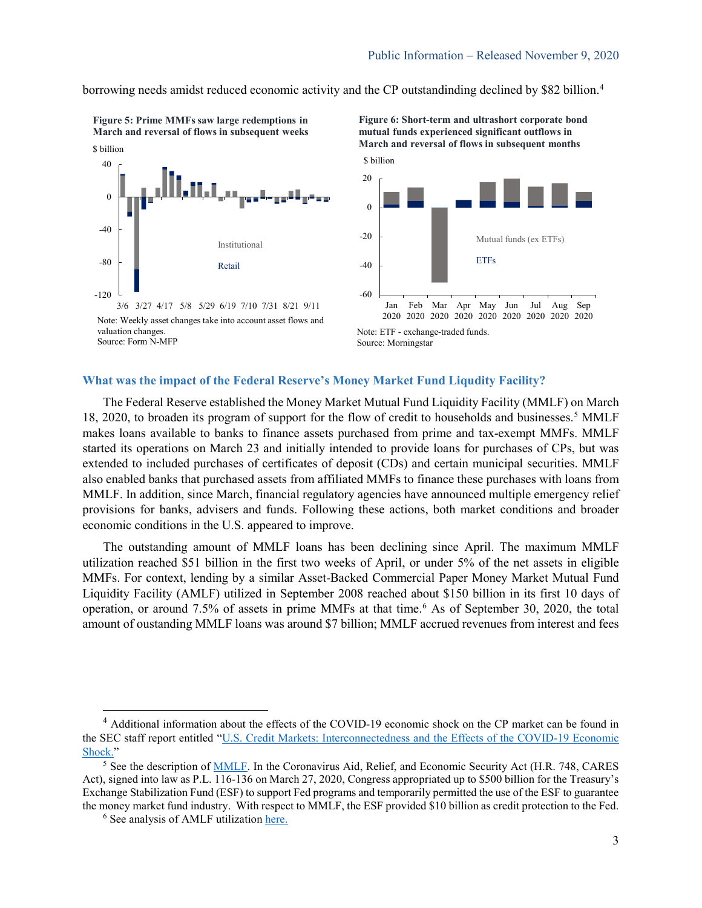borrowing needs amidst reduced economic activity and the CP outstandinding declined by $82 billion.[4]

**Figure 5: Prime MMFs saw large redemptions in March and reversal of flows in subsequent weeks**

Note: Weekly asset changes take into account asset flows and valuation changes.
Source: Form N-MFP

**Figure 6: Short-term and ultrashort corporate bond mutual funds experienced significant outflows in March and reversal of flows in subsequent months**

Note: ETF - exchange-traded funds.
Source: Morningstar

### What was the impact of the Federal Reserve's Money Market Fund Liquidity Facility?

The Federal Reserve established the Money Market Mutual Fund Liquidity Facility (MMLF) on March 18, 2020, to broaden its program of support for the flow of credit to households and businesses.[5] MMLF makes loans available to banks to finance assets purchased from prime and tax-exempt MMFs. MMLF started its operations on March 23 and initially intended to provide loans for purchases of CPs, but was extended to included purchases of certificates of deposit (CDs) and certain municipal securities. MMLF also enabled banks that purchased assets from affiliated MMFs to finance these purchases with loans from MMLF. In addition, since March, financial regulatory agencies have announced multiple emergency relief provisions for banks, advisers and funds. Following these actions, both market conditions and broader economic conditions in the U.S. appeared to improve.

The outstanding amount of MMLF loans has been declining since April. The maximum MMLF utilization reached $51 billion in the first two weeks of April, or under 5% of the net assets in eligible MMFs. For context, lending by a similar Asset-Backed Commercial Paper Money Market Mutual Fund Liquidity Facility (AMLF) utilized in September 2008 reached about $150 billion in its first 10 days of operation, or around 7.5% of assets in prime MMFs at that time.[6] As of September 30, 2020, the total amount of outstanding MMLF loans was around $7 billion; MMLF accrued revenues from interest and fees

---

[4] Additional information about the effects of the COVID-19 economic shock on the CP market can be found in the SEC staff report entitled "U.S. Credit Markets: Interconnectedness and the Effects of the COVID-19 Economic Shock."

[5] See the description of MMLF. In the Coronavirus Aid, Relief, and Economic Security Act (H.R. 748, CARES Act), signed into law as P.L. 116-136 on March 27, 2020, Congress appropriated up to $500 billion for the Treasury's Exchange Stabilization Fund (ESF) to support Fed programs and temporarily permitted the use of the ESF to guarantee the money market fund industry. With respect to MMLF, the ESF provided $10 billion as credit protection to the Fed.

[6] See analysis of AMLF utilization here.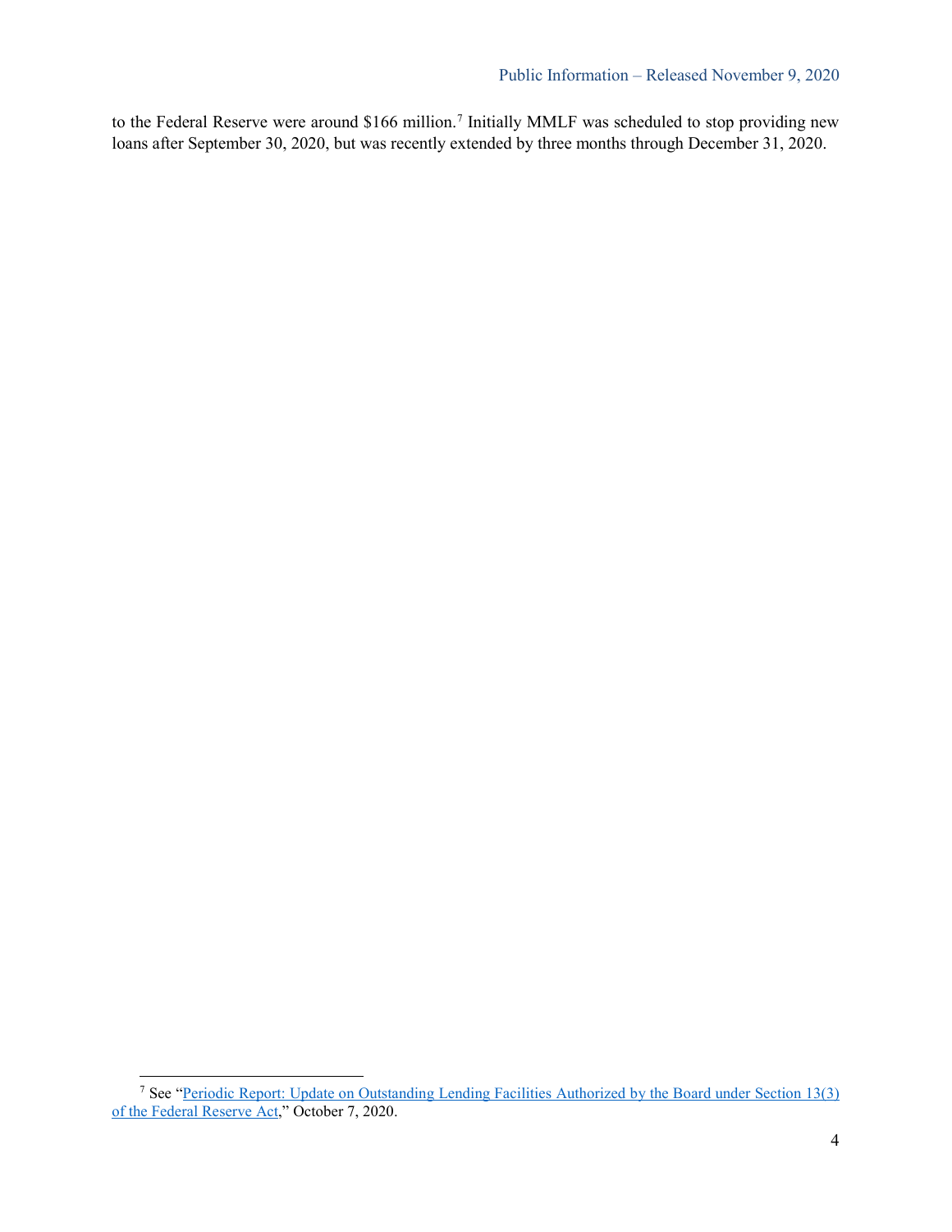to the Federal Reserve were around $166 million.[7] Initially MMLF was scheduled to stop providing new loans after September 30, 2020, but was recently extended by three months through December 31, 2020.

[7] See "Periodic Report: Update on Outstanding Lending Facilities Authorized by the Board under Section 13(3) of the Federal Reserve Act," October 7, 2020.